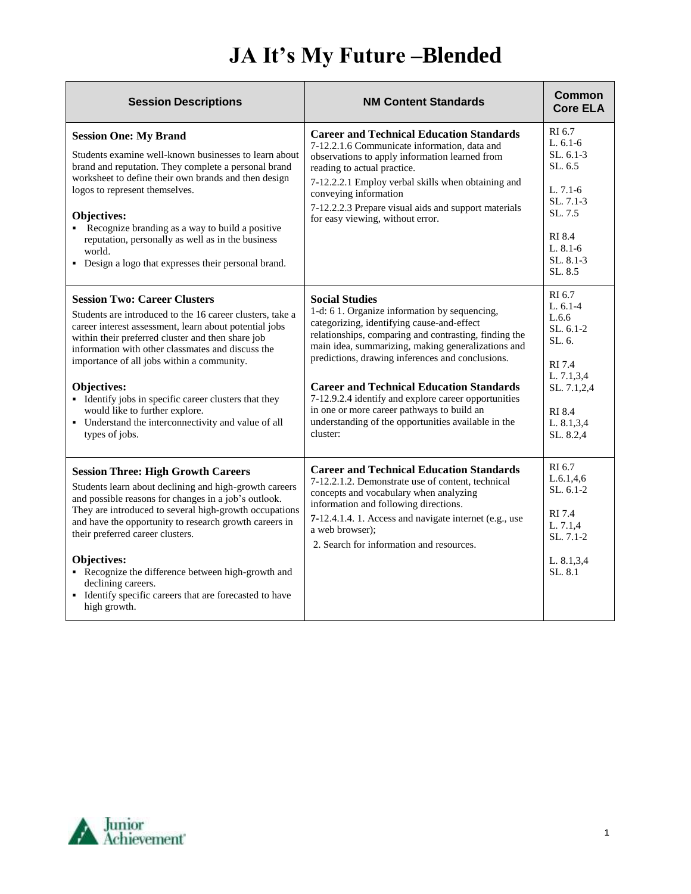# JA It's My Future –Blended

| Session Descriptions | NM Content Standards | Common Core ELA |
|---|---|---|
| **Session One: My Brand**<br><br>Students examine well-known businesses to learn about brand and reputation. They complete a personal brand worksheet to define their own brands and then design logos to represent themselves.<br><br>**Objectives:**<br>▪ Recognize branding as a way to build a positive reputation, personally as well as in the business world.<br>▪ Design a logo that expresses their personal brand. | **Career and Technical Education Standards**<br>7-12.2.1.6 Communicate information, data and observations to apply information learned from reading to actual practice.<br>7-12.2.2.1 Employ verbal skills when obtaining and conveying information<br>7-12.2.2.3 Prepare visual aids and support materials for easy viewing, without error. | RI 6.7<br>L. 6.1-6<br>SL. 6.1-3<br>SL. 6.5<br><br>L. 7.1-6<br>SL. 7.1-3<br>SL. 7.5<br><br>RI 8.4<br>L. 8.1-6<br>SL. 8.1-3<br>SL. 8.5 |
| **Session Two: Career Clusters**<br><br>Students are introduced to the 16 career clusters, take a career interest assessment, learn about potential jobs within their preferred cluster and then share job information with other classmates and discuss the importance of all jobs within a community.<br><br>**Objectives:**<br>▪ Identify jobs in specific career clusters that they would like to further explore.<br>▪ Understand the interconnectivity and value of all types of jobs. | **Social Studies**<br>1-d: 6 1. Organize information by sequencing, categorizing, identifying cause-and-effect relationships, comparing and contrasting, finding the main idea, summarizing, making generalizations and predictions, drawing inferences and conclusions.<br><br>**Career and Technical Education Standards**<br>7-12.9.2.4 identify and explore career opportunities in one or more career pathways to build an understanding of the opportunities available in the cluster: | RI 6.7<br>L. 6.1-4<br>L.6.6<br>SL. 6.1-2<br>SL. 6.<br><br>RI 7.4<br>L. 7.1,3,4<br>SL. 7.1,2,4<br><br>RI 8.4<br>L. 8.1,3,4<br>SL. 8.2,4 |
| **Session Three: High Growth Careers**<br><br>Students learn about declining and high-growth careers and possible reasons for changes in a job's outlook. They are introduced to several high-growth occupations and have the opportunity to research growth careers in their preferred career clusters.<br><br>**Objectives:**<br>▪ Recognize the difference between high-growth and declining careers.<br>▪ Identify specific careers that are forecasted to have high growth. | **Career and Technical Education Standards**<br>7-12.2.1.2. Demonstrate use of content, technical concepts and vocabulary when analyzing information and following directions.<br>**7**-12.4.1.4. 1. Access and navigate internet (e.g., use a web browser);<br>2. Search for information and resources. | RI 6.7<br>L.6.1,4,6<br>SL. 6.1-2<br><br>RI 7.4<br>L. 7.1,4<br>SL. 7.1-2<br><br>L. 8.1,3,4<br>SL. 8.1 |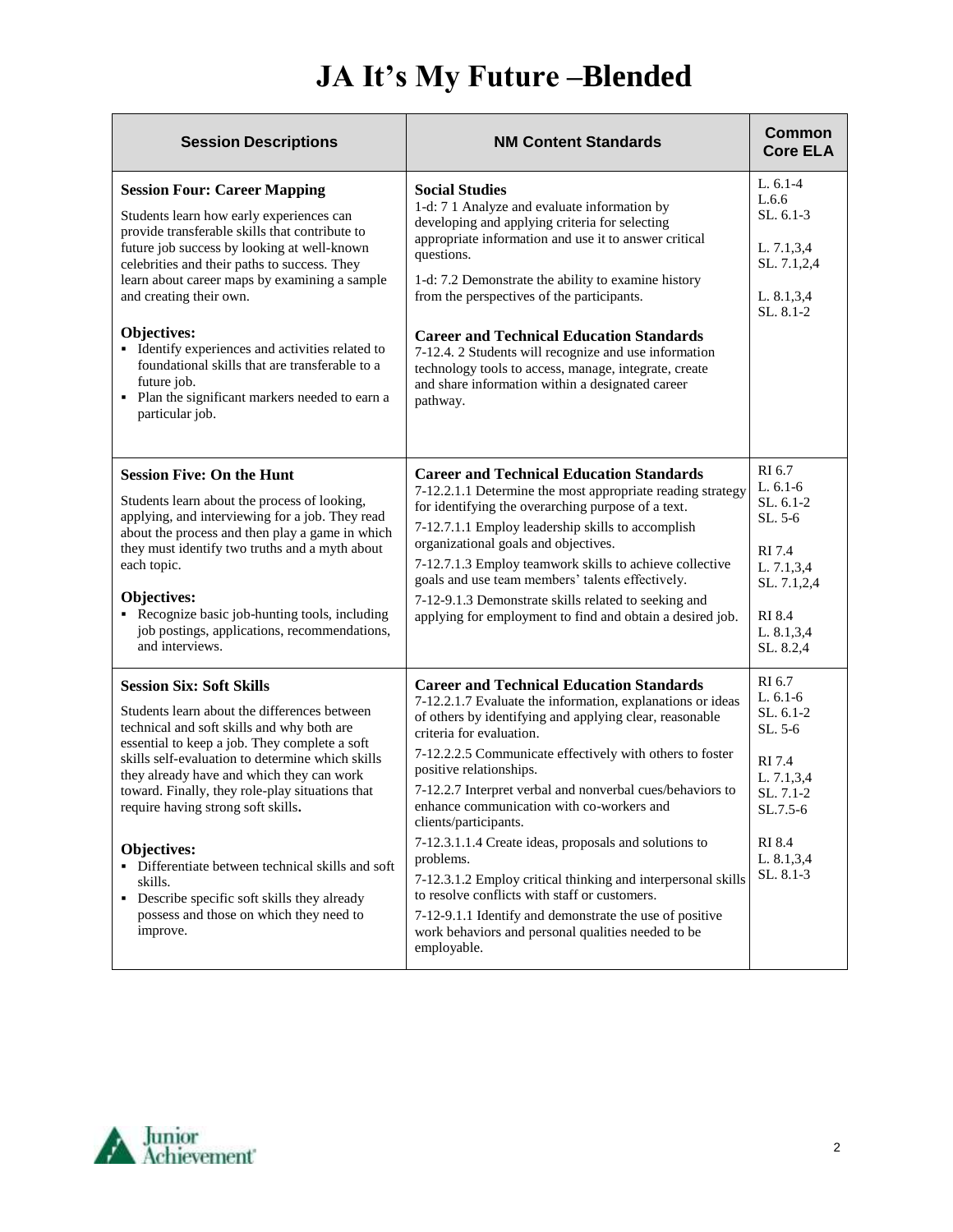# JA It's My Future –Blended

| Session Descriptions | NM Content Standards | Common Core ELA |
|---|---|---|
| **Session Four: Career Mapping**<br>Students learn how early experiences can provide transferable skills that contribute to future job success by looking at well-known celebrities and their paths to success. They learn about career maps by examining a sample and creating their own.<br>**Objectives:**<br>▪ Identify experiences and activities related to foundational skills that are transferable to a future job.<br>▪ Plan the significant markers needed to earn a particular job. | **Social Studies**<br>1-d: 7 1 Analyze and evaluate information by developing and applying criteria for selecting appropriate information and use it to answer critical questions.<br>1-d: 7.2 Demonstrate the ability to examine history from the perspectives of the participants.<br>**Career and Technical Education Standards**<br>7-12.4. 2 Students will recognize and use information technology tools to access, manage, integrate, create and share information within a designated career pathway. | L. 6.1-4<br>L.6.6<br>SL. 6.1-3<br><br>L. 7.1,3,4<br>SL. 7.1,2,4<br><br>L. 8.1,3,4<br>SL. 8.1-2 |
| **Session Five: On the Hunt**<br>Students learn about the process of looking, applying, and interviewing for a job. They read about the process and then play a game in which they must identify two truths and a myth about each topic.<br>**Objectives:**<br>▪ Recognize basic job-hunting tools, including job postings, applications, recommendations, and interviews. | **Career and Technical Education Standards**<br>7-12.2.1.1 Determine the most appropriate reading strategy for identifying the overarching purpose of a text.<br>7-12.7.1.1 Employ leadership skills to accomplish organizational goals and objectives.<br>7-12.7.1.3 Employ teamwork skills to achieve collective goals and use team members' talents effectively.<br>7-12-9.1.3 Demonstrate skills related to seeking and applying for employment to find and obtain a desired job. | RI 6.7<br>L. 6.1-6<br>SL. 6.1-2<br>SL. 5-6<br><br>RI 7.4<br>L. 7.1,3,4<br>SL. 7.1,2,4<br><br>RI 8.4<br>L. 8.1,3,4<br>SL. 8.2,4 |
| **Session Six: Soft Skills**<br>Students learn about the differences between technical and soft skills and why both are essential to keep a job. They complete a soft skills self-evaluation to determine which skills they already have and which they can work toward. Finally, they role-play situations that require having strong soft skills**.**<br>**Objectives:**<br>▪ Differentiate between technical skills and soft skills.<br>▪ Describe specific soft skills they already possess and those on which they need to improve. | **Career and Technical Education Standards**<br>7-12.2.1.7 Evaluate the information, explanations or ideas of others by identifying and applying clear, reasonable criteria for evaluation.<br>7-12.2.2.5 Communicate effectively with others to foster positive relationships.<br>7-12.2.7 Interpret verbal and nonverbal cues/behaviors to enhance communication with co-workers and clients/participants.<br>7-12.3.1.1.4 Create ideas, proposals and solutions to problems.<br>7-12.3.1.2 Employ critical thinking and interpersonal skills to resolve conflicts with staff or customers.<br>7-12-9.1.1 Identify and demonstrate the use of positive work behaviors and personal qualities needed to be employable. | RI 6.7<br>L. 6.1-6<br>SL. 6.1-2<br>SL. 5-6<br><br>RI 7.4<br>L. 7.1,3,4<br>SL. 7.1-2<br>SL.7.5-6<br><br>RI 8.4<br>L. 8.1,3,4<br>SL. 8.1-3 |

Junior Achievement